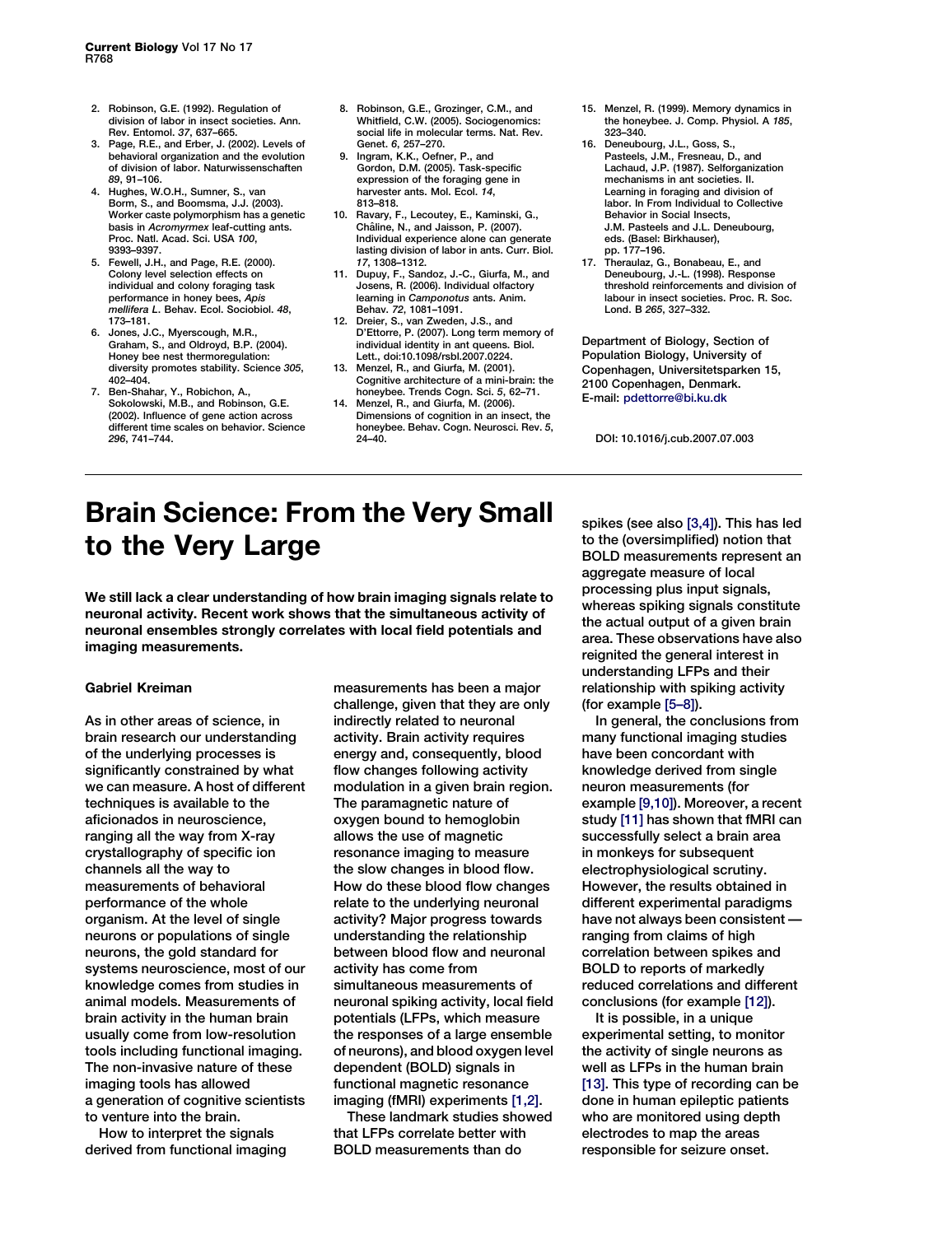2. Robinson, G.E. (1992). Regulation of division of labor in insect societies. Ann. Rev. Entomol. *37*, 637–665.
3. Page, R.E., and Erber, J. (2002). Levels of behavioral organization and the evolution of division of labor. Naturwissenschaften *89*, 91–106.
4. Hughes, W.O.H., Sumner, S., van Borm, S., and Boomsma, J.J. (2003). Worker caste polymorphism has a genetic basis in *Acromyrmex* leaf-cutting ants. Proc. Natl. Acad. Sci. USA *100*, 9393–9397.
5. Fewell, J.H., and Page, R.E. (2000). Colony level selection effects on individual and colony foraging task performance in honey bees, *Apis mellifera L*. Behav. Ecol. Sociobiol. *48*, 173–181.
6. Jones, J.C., Myerscough, M.R., Graham, S., and Oldroyd, B.P. (2004). Honey bee nest thermoregulation: diversity promotes stability. Science *305*, 402–404.
7. Ben-Shahar, Y., Robichon, A., Sokolowski, M.B., and Robinson, G.E. (2002). Influence of gene action across different time scales on behavior. Science *296*, 741–744.
8. Robinson, G.E., Grozinger, C.M., and Whitfield, C.W. (2005). Sociogenomics: social life in molecular terms. Nat. Rev. Genet. *6*, 257–270.
9. Ingram, K.K., Oefner, P., and Gordon, D.M. (2005). Task-specific expression of the foraging gene in harvester ants. Mol. Ecol. *14*, 813–818.
10. Ravary, F., Lecoutey, E., Kaminski, G., Châline, N., and Jaisson, P. (2007). Individual experience alone can generate lasting division of labor in ants. Curr. Biol. *17*, 1308–1312.
11. Dupuy, F., Sandoz, J.-C., Giurfa, M., and Josens, R. (2006). Individual olfactory learning in *Camponotus* ants. Anim. Behav. *72*, 1081–1091.
12. Dreier, S., van Zweden, J.S., and D'Ettorre, P. (2007). Long term memory of individual identity in ant queens. Biol. Lett., doi:10.1098/rsbl.2007.0224.
13. Menzel, R., and Giurfa, M. (2001). Cognitive architecture of a mini-brain: the honeybee. Trends Cogn. Sci. *5*, 62–71.
14. Menzel, R., and Giurfa, M. (2006). Dimensions of cognition in an insect, the honeybee. Behav. Cogn. Neurosci. Rev. *5*, 24–40.
15. Menzel, R. (1999). Memory dynamics in the honeybee. J. Comp. Physiol. A *185*, 323–340.
16. Deneubourg, J.L., Goss, S., Pasteels, J.M., Fresneau, D., and Lachaud, J.P. (1987). Selforganization mechanisms in ant societies. II. Learning in foraging and division of labor. In From Individual to Collective Behavior in Social Insects, J.M. Pasteels and J.L. Deneubourg, eds. (Basel: Birkhauser), pp. 177–196.
17. Theraulaz, G., Bonabeau, E., and Deneubourg, J.-L. (1998). Response threshold reinforcements and division of labour in insect societies. Proc. R. Soc. Lond. B *265*, 327–332.

Department of Biology, Section of Population Biology, University of Copenhagen, Universitetsparken 15, 2100 Copenhagen, Denmark.
E-mail: pdettorre@bi.ku.dk

DOI: 10.1016/j.cub.2007.07.003

# Brain Science: From the Very Small to the Very Large

**We still lack a clear understanding of how brain imaging signals relate to neuronal activity. Recent work shows that the simultaneous activity of neuronal ensembles strongly correlates with local field potentials and imaging measurements.**

**Gabriel Kreiman**

As in other areas of science, in brain research our understanding of the underlying processes is significantly constrained by what we can measure. A host of different techniques is available to the aficionados in neuroscience, ranging all the way from X-ray crystallography of specific ion channels all the way to measurements of behavioral performance of the whole organism. At the level of single neurons or populations of single neurons, the gold standard for systems neuroscience, most of our knowledge comes from studies in animal models. Measurements of brain activity in the human brain usually come from low-resolution tools including functional imaging. The non-invasive nature of these imaging tools has allowed a generation of cognitive scientists to venture into the brain.

How to interpret the signals derived from functional imaging measurements has been a major challenge, given that they are only indirectly related to neuronal activity. Brain activity requires energy and, consequently, blood flow changes following activity modulation in a given brain region. The paramagnetic nature of oxygen bound to hemoglobin allows the use of magnetic resonance imaging to measure the slow changes in blood flow. How do these blood flow changes relate to the underlying neuronal activity? Major progress towards understanding the relationship between blood flow and neuronal activity has come from simultaneous measurements of neuronal spiking activity, local field potentials (LFPs, which measure the responses of a large ensemble of neurons), and blood oxygen level dependent (BOLD) signals in functional magnetic resonance imaging (fMRI) experiments [1,2].

These landmark studies showed that LFPs correlate better with BOLD measurements than do spikes (see also [3,4]). This has led to the (oversimplified) notion that BOLD measurements represent an aggregate measure of local processing plus input signals, whereas spiking signals constitute the actual output of a given brain area. These observations have also reignited the general interest in understanding LFPs and their relationship with spiking activity (for example [5–8]).

In general, the conclusions from many functional imaging studies have been concordant with knowledge derived from single neuron measurements (for example [9,10]). Moreover, a recent study [11] has shown that fMRI can successfully select a brain area in monkeys for subsequent electrophysiological scrutiny. However, the results obtained in different experimental paradigms have not always been consistent — ranging from claims of high correlation between spikes and BOLD to reports of markedly reduced correlations and different conclusions (for example [12]).

It is possible, in a unique experimental setting, to monitor the activity of single neurons as well as LFPs in the human brain [13]. This type of recording can be done in human epileptic patients who are monitored using depth electrodes to map the areas responsible for seizure onset.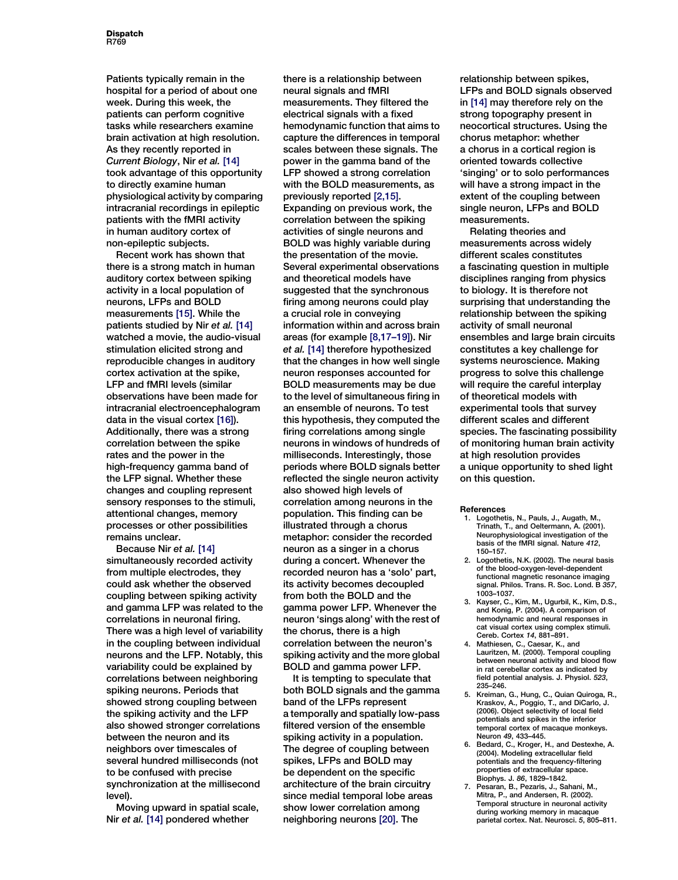Patients typically remain in the hospital for a period of about one week. During this week, the patients can perform cognitive tasks while researchers examine brain activation at high resolution. As they recently reported in *Current Biology*, Nir *et al.* [14] took advantage of this opportunity to directly examine human physiological activity by comparing intracranial recordings in epileptic patients with the fMRI activity in human auditory cortex of non-epileptic subjects.

Recent work has shown that there is a strong match in human auditory cortex between spiking activity in a local population of neurons, LFPs and BOLD measurements [15]. While the patients studied by Nir *et al.* [14] watched a movie, the audio-visual stimulation elicited strong and reproducible changes in auditory cortex activation at the spike, LFP and fMRI levels (similar observations have been made for intracranial electroencephalogram data in the visual cortex [16]). Additionally, there was a strong correlation between the spike rates and the power in the high-frequency gamma band of the LFP signal. Whether these changes and coupling represent sensory responses to the stimuli, attentional changes, memory processes or other possibilities remains unclear.

Because Nir *et al.* [14] simultaneously recorded activity from multiple electrodes, they could ask whether the observed coupling between spiking activity and gamma LFP was related to the correlations in neuronal firing. There was a high level of variability in the coupling between individual neurons and the LFP. Notably, this variability could be explained by correlations between neighboring spiking neurons. Periods that showed strong coupling between the spiking activity and the LFP also showed stronger correlations between the neuron and its neighbors over timescales of several hundred milliseconds (not to be confused with precise synchronization at the millisecond level).

Moving upward in spatial scale, Nir *et al.* [14] pondered whether there is a relationship between neural signals and fMRI measurements. They filtered the electrical signals with a fixed hemodynamic function that aims to capture the differences in temporal scales between these signals. The power in the gamma band of the LFP showed a strong correlation with the BOLD measurements, as previously reported [2,15]. Expanding on previous work, the correlation between the spiking activities of single neurons and BOLD was highly variable during the presentation of the movie. Several experimental observations and theoretical models have suggested that the synchronous firing among neurons could play a crucial role in conveying information within and across brain areas (for example [8,17–19]). Nir *et al.* [14] therefore hypothesized that the changes in how well single neuron responses accounted for BOLD measurements may be due to the level of simultaneous firing in an ensemble of neurons. To test this hypothesis, they computed the firing correlations among single neurons in windows of hundreds of milliseconds. Interestingly, those periods where BOLD signals better reflected the single neuron activity also showed high levels of correlation among neurons in the population. This finding can be illustrated through a chorus metaphor: consider the recorded neuron as a singer in a chorus during a concert. Whenever the recorded neuron has a 'solo' part, its activity becomes decoupled from both the BOLD and the gamma power LFP. Whenever the neuron 'sings along' with the rest of the chorus, there is a high correlation between the neuron's spiking activity and the more global BOLD and gamma power LFP.

It is tempting to speculate that both BOLD signals and the gamma band of the LFPs represent a temporally and spatially low-pass filtered version of the ensemble spiking activity in a population. The degree of coupling between spikes, LFPs and BOLD may be dependent on the specific architecture of the brain circuitry since medial temporal lobe areas show lower correlation among neighboring neurons [20]. The relationship between spikes, LFPs and BOLD signals observed in [14] may therefore rely on the strong topography present in neocortical structures. Using the chorus metaphor: whether a chorus in a cortical region is oriented towards collective 'singing' or to solo performances will have a strong impact in the extent of the coupling between single neuron, LFPs and BOLD measurements.

Relating theories and measurements across widely different scales constitutes a fascinating question in multiple disciplines ranging from physics to biology. It is therefore not surprising that understanding the relationship between the spiking activity of small neuronal ensembles and large brain circuits constitutes a key challenge for systems neuroscience. Making progress to solve this challenge will require the careful interplay of theoretical models with experimental tools that survey different scales and different species. The fascinating possibility of monitoring human brain activity at high resolution provides a unique opportunity to shed light on this question.

### References

1. Logothetis, N., Pauls, J., Augath, M., Trinath, T., and Oeltermann, A. (2001). Neurophysiological investigation of the basis of the fMRI signal. Nature *412*, 150–157.
2. Logothetis, N.K. (2002). The neural basis of the blood-oxygen-level-dependent functional magnetic resonance imaging signal. Philos. Trans. R. Soc. Lond. B *357*, 1003–1037.
3. Kayser, C., Kim, M., Ugurbil, K., Kim, D.S., and Konig, P. (2004). A comparison of hemodynamic and neural responses in cat visual cortex using complex stimuli. Cereb. Cortex *14*, 881–891.
4. Mathiesen, C., Caesar, K., and Lauritzen, M. (2000). Temporal coupling between neuronal activity and blood flow in rat cerebellar cortex as indicated by field potential analysis. J. Physiol. *523*, 235–246.
5. Kreiman, G., Hung, C., Quian Quiroga, R., Kraskov, A., Poggio, T., and DiCarlo, J. (2006). Object selectivity of local field potentials and spikes in the inferior temporal cortex of macaque monkeys. Neuron *49*, 433–445.
6. Bedard, C., Kroger, H., and Destexhe, A. (2004). Modeling extracellular field potentials and the frequency-filtering properties of extracellular space. Biophys. J. *86*, 1829–1842.
7. Pesaran, B., Pezaris, J., Sahani, M., Mitra, P., and Andersen, R. (2002). Temporal structure in neuronal activity during working memory in macaque parietal cortex. Nat. Neurosci. *5*, 805–811.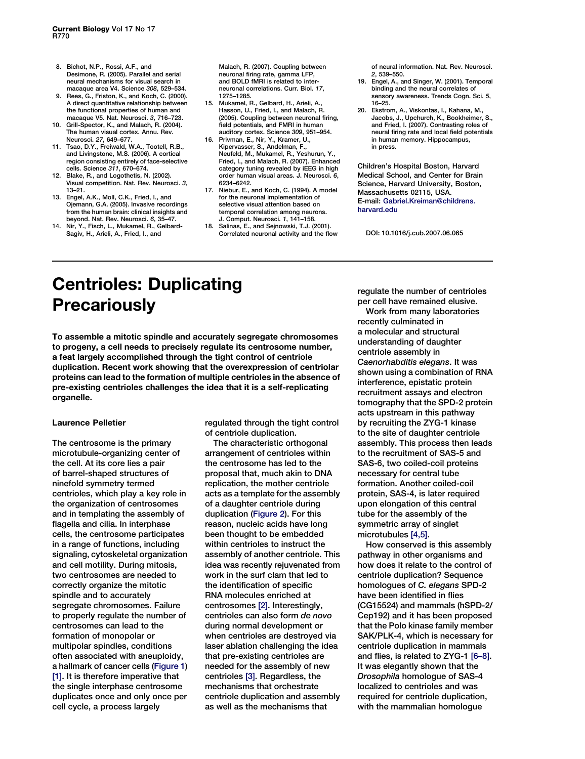8. Bichot, N.P., Rossi, A.F., and Desimone, R. (2005). Parallel and serial neural mechanisms for visual search in macaque area V4. Science *308*, 529–534.
9. Rees, G., Friston, K., and Koch, C. (2000). A direct quantitative relationship between the functional properties of human and macaque V5. Nat. Neurosci. *3*, 716–723.
10. Grill-Spector, K., and Malach, R. (2004). The human visual cortex. Annu. Rev. Neurosci. *27*, 649–677.
11. Tsao, D.Y., Freiwald, W.A., Tootell, R.B., and Livingstone, M.S. (2006). A cortical region consisting entirely of face-selective cells. Science *311*, 670–674.
12. Blake, R., and Logothetis, N. (2002). Visual competition. Nat. Rev. Neurosci. *3*, 13–21.
13. Engel, A.K., Moll, C.K., Fried, I., and Ojemann, G.A. (2005). Invasive recordings from the human brain: clinical insights and beyond. Nat. Rev. Neurosci. *6*, 35–47.
14. Nir, Y., Fisch, L., Mukamel, R., Gelbard-Sagiv, H., Arieli, A., Fried, I., and Malach, R. (2007). Coupling between neuronal firing rate, gamma LFP, and BOLD fMRI is related to inter-neuronal correlations. Curr. Biol. *17*, 1275–1285.
15. Mukamel, R., Gelbard, H., Arieli, A., Hasson, U., Fried, I., and Malach, R. (2005). Coupling between neuronal firing, field potentials, and FMRI in human auditory cortex. Science *309*, 951–954.
16. Privman, E., Nir, Y., Kramer, U., Kipervasser, S., Andelman, F., Neufeld, M., Mukamel, R., Yeshurun, Y., Fried, I., and Malach, R. (2007). Enhanced category tuning revealed by iEEG in high order human visual areas. J. Neurosci. *6*, 6234–6242.
17. Niebur, E., and Koch, C. (1994). A model for the neuronal implementation of selective visual attention based on temporal correlation among neurons. J. Comput. Neurosci. *1*, 141–158.
18. Salinas, E., and Sejnowski, T.J. (2001). Correlated neuronal activity and the flow of neural information. Nat. Rev. Neurosci. *2*, 539–550.
19. Engel, A., and Singer, W. (2001). Temporal binding and the neural correlates of sensory awareness. Trends Cogn. Sci. *5*, 16–25.
20. Ekstrom, A., Viskontas, I., Kahana, M., Jacobs, J., Upchurch, K., Bookheimer, S., and Fried, I. (2007). Contrasting roles of neural firing rate and local field potentials in human memory. Hippocampus, in press.

Children's Hospital Boston, Harvard Medical School, and Center for Brain Science, Harvard University, Boston, Massachusetts 02115, USA.
E-mail: Gabriel.Kreiman@childrens.harvard.edu

DOI: 10.1016/j.cub.2007.06.065

# Centrioles: Duplicating Precariously

**To assemble a mitotic spindle and accurately segregate chromosomes to progeny, a cell needs to precisely regulate its centrosome number, a feat largely accomplished through the tight control of centriole duplication. Recent work showing that the overexpression of centriolar proteins can lead to the formation of multiple centrioles in the absence of pre-existing centrioles challenges the idea that it is a self-replicating organelle.**

**Laurence Pelletier**

The centrosome is the primary microtubule-organizing center of the cell. At its core lies a pair of barrel-shaped structures of ninefold symmetry termed centrioles, which play a key role in the organization of centrosomes and in templating the assembly of flagella and cilia. In interphase cells, the centrosome participates in a range of functions, including signaling, cytoskeletal organization and cell motility. During mitosis, two centrosomes are needed to correctly organize the mitotic spindle and to accurately segregate chromosomes. Failure to properly regulate the number of centrosomes can lead to the formation of monopolar or multipolar spindles, conditions often associated with aneuploidy, a hallmark of cancer cells (Figure 1) [1]. It is therefore imperative that the single interphase centrosome duplicates once and only once per cell cycle, a process largely regulated through the tight control of centriole duplication.

The characteristic orthogonal arrangement of centrioles within the centrosome has led to the proposal that, much akin to DNA replication, the mother centriole acts as a template for the assembly of a daughter centriole during duplication (Figure 2). For this reason, nucleic acids have long been thought to be embedded within centrioles to instruct the assembly of another centriole. This idea was recently rejuvenated from work in the surf clam that led to the identification of specific RNA molecules enriched at centrosomes [2]. Interestingly, centrioles can also form *de novo* during normal development or when centrioles are destroyed via laser ablation challenging the idea that pre-existing centrioles are needed for the assembly of new centrioles [3]. Regardless, the mechanisms that orchestrate centriole duplication and assembly as well as the mechanisms that regulate the number of centrioles per cell have remained elusive.

Work from many laboratories recently culminated in a molecular and structural understanding of daughter centriole assembly in *Caenorhabditis elegans*. It was shown using a combination of RNA interference, epistatic protein recruitment assays and electron tomography that the SPD-2 protein acts upstream in this pathway by recruiting the ZYG-1 kinase to the site of daughter centriole assembly. This process then leads to the recruitment of SAS-5 and SAS-6, two coiled-coil proteins necessary for central tube formation. Another coiled-coil protein, SAS-4, is later required upon elongation of this central tube for the assembly of the symmetric array of singlet microtubules [4,5].

How conserved is this assembly pathway in other organisms and how does it relate to the control of centriole duplication? Sequence homologues of *C. elegans* SPD-2 have been identified in flies (CG15524) and mammals (hSPD-2/Cep192) and it has been proposed that the Polo kinase family member SAK/PLK-4, which is necessary for centriole duplication in mammals and flies, is related to ZYG-1 [6–8]. It was elegantly shown that the *Drosophila* homologue of SAS-4 localized to centrioles and was required for centriole duplication, with the mammalian homologue